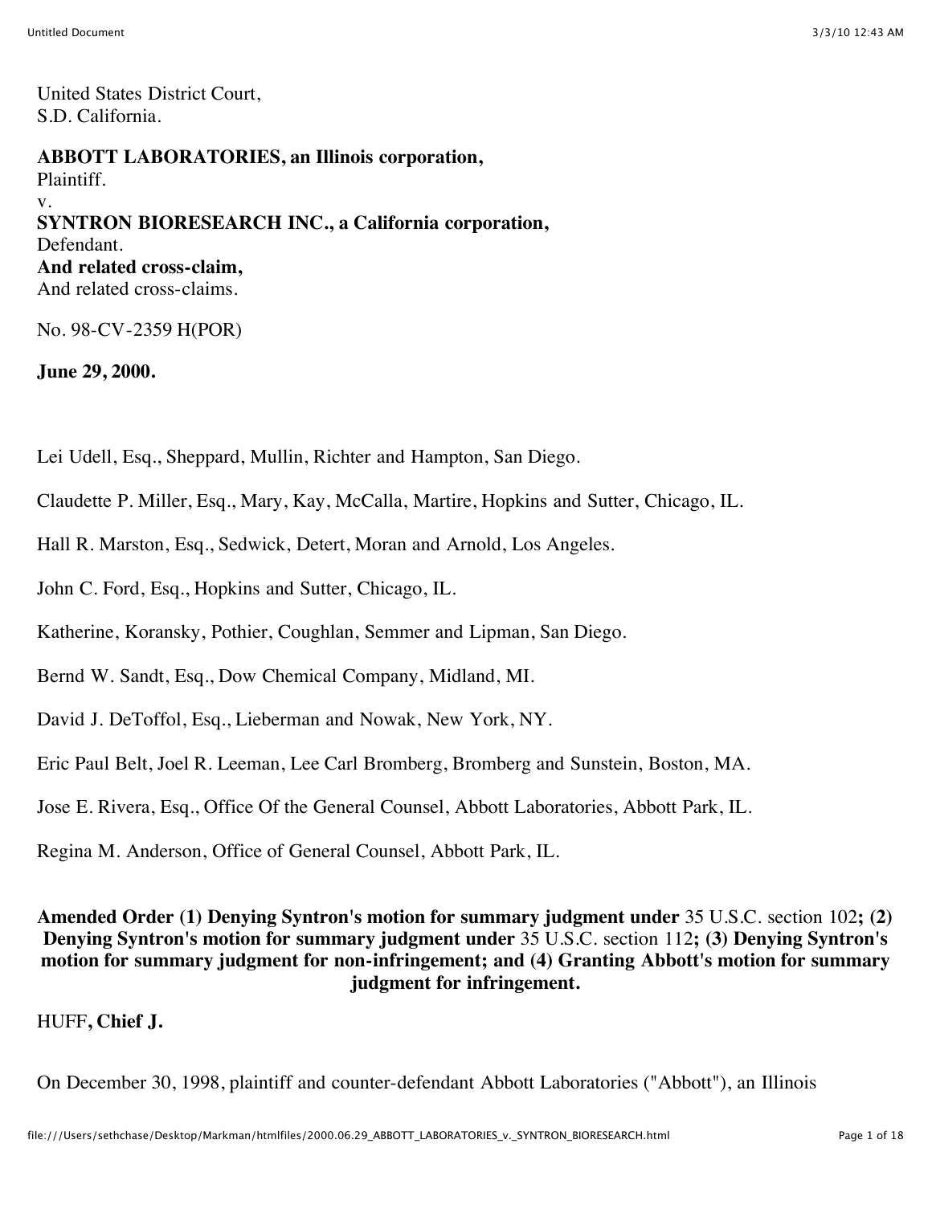United States District Court,
S.D. California.

**ABBOTT LABORATORIES, an Illinois corporation,**
Plaintiff.
v.
**SYNTRON BIORESEARCH INC., a California corporation,**
Defendant.
**And related cross-claim,**
And related cross-claims.

No. 98-CV-2359 H(POR)

**June 29, 2000.**

Lei Udell, Esq., Sheppard, Mullin, Richter and Hampton, San Diego.

Claudette P. Miller, Esq., Mary, Kay, McCalla, Martire, Hopkins and Sutter, Chicago, IL.

Hall R. Marston, Esq., Sedwick, Detert, Moran and Arnold, Los Angeles.

John C. Ford, Esq., Hopkins and Sutter, Chicago, IL.

Katherine, Koransky, Pothier, Coughlan, Semmer and Lipman, San Diego.

Bernd W. Sandt, Esq., Dow Chemical Company, Midland, MI.

David J. DeToffol, Esq., Lieberman and Nowak, New York, NY.

Eric Paul Belt, Joel R. Leeman, Lee Carl Bromberg, Bromberg and Sunstein, Boston, MA.

Jose E. Rivera, Esq., Office Of the General Counsel, Abbott Laboratories, Abbott Park, IL.

Regina M. Anderson, Office of General Counsel, Abbott Park, IL.

**Amended Order (1) Denying Syntron's motion for summary judgment under** 35 U.S.C. section 102**; (2) Denying Syntron's motion for summary judgment under** 35 U.S.C. section 112**; (3) Denying Syntron's motion for summary judgment for non-infringement; and (4) Granting Abbott's motion for summary judgment for infringement.**

HUFF**, Chief J.**

On December 30, 1998, plaintiff and counter-defendant Abbott Laboratories ("Abbott"), an Illinois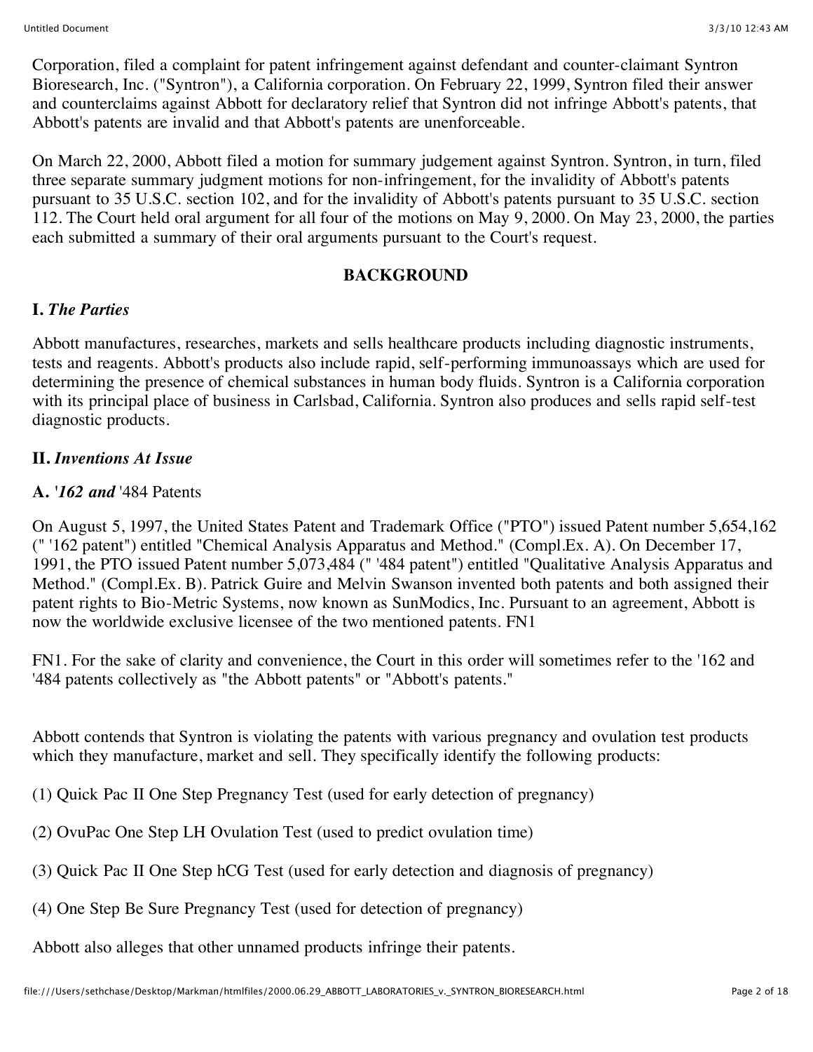Corporation, filed a complaint for patent infringement against defendant and counter-claimant Syntron Bioresearch, Inc. ("Syntron"), a California corporation. On February 22, 1999, Syntron filed their answer and counterclaims against Abbott for declaratory relief that Syntron did not infringe Abbott's patents, that Abbott's patents are invalid and that Abbott's patents are unenforceable.

On March 22, 2000, Abbott filed a motion for summary judgement against Syntron. Syntron, in turn, filed three separate summary judgment motions for non-infringement, for the invalidity of Abbott's patents pursuant to 35 U.S.C. section 102, and for the invalidity of Abbott's patents pursuant to 35 U.S.C. section 112. The Court held oral argument for all four of the motions on May 9, 2000. On May 23, 2000, the parties each submitted a summary of their oral arguments pursuant to the Court's request.

## BACKGROUND

### I. *The Parties*

Abbott manufactures, researches, markets and sells healthcare products including diagnostic instruments, tests and reagents. Abbott's products also include rapid, self-performing immunoassays which are used for determining the presence of chemical substances in human body fluids. Syntron is a California corporation with its principal place of business in Carlsbad, California. Syntron also produces and sells rapid self-test diagnostic products.

### II. *Inventions At Issue*

#### A. '*162 and* '484 Patents

On August 5, 1997, the United States Patent and Trademark Office ("PTO") issued Patent number 5,654,162 (" '162 patent") entitled "Chemical Analysis Apparatus and Method." (Compl.Ex. A). On December 17, 1991, the PTO issued Patent number 5,073,484 (" '484 patent") entitled "Qualitative Analysis Apparatus and Method." (Compl.Ex. B). Patrick Guire and Melvin Swanson invented both patents and both assigned their patent rights to Bio-Metric Systems, now known as SunModics, Inc. Pursuant to an agreement, Abbott is now the worldwide exclusive licensee of the two mentioned patents. FN1

FN1. For the sake of clarity and convenience, the Court in this order will sometimes refer to the '162 and '484 patents collectively as "the Abbott patents" or "Abbott's patents."

Abbott contends that Syntron is violating the patents with various pregnancy and ovulation test products which they manufacture, market and sell. They specifically identify the following products:

(1) Quick Pac II One Step Pregnancy Test (used for early detection of pregnancy)

(2) OvuPac One Step LH Ovulation Test (used to predict ovulation time)

(3) Quick Pac II One Step hCG Test (used for early detection and diagnosis of pregnancy)

(4) One Step Be Sure Pregnancy Test (used for detection of pregnancy)

Abbott also alleges that other unnamed products infringe their patents.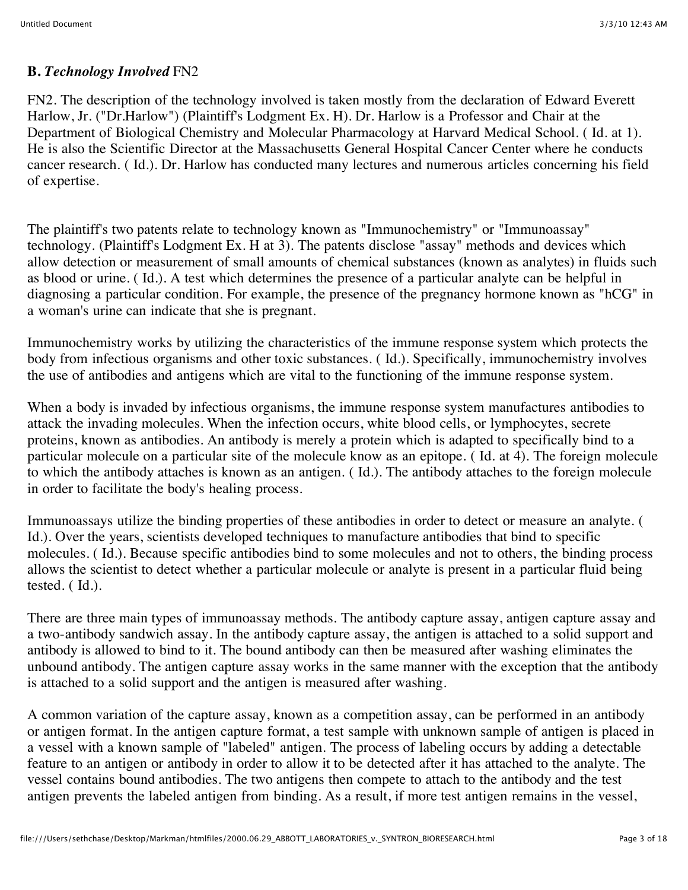**B.** ***Technology Involved*** FN2

FN2. The description of the technology involved is taken mostly from the declaration of Edward Everett Harlow, Jr. ("Dr.Harlow") (Plaintiff's Lodgment Ex. H). Dr. Harlow is a Professor and Chair at the Department of Biological Chemistry and Molecular Pharmacology at Harvard Medical School. ( Id. at 1). He is also the Scientific Director at the Massachusetts General Hospital Cancer Center where he conducts cancer research. ( Id.). Dr. Harlow has conducted many lectures and numerous articles concerning his field of expertise.

The plaintiff's two patents relate to technology known as "Immunochemistry" or "Immunoassay" technology. (Plaintiff's Lodgment Ex. H at 3). The patents disclose "assay" methods and devices which allow detection or measurement of small amounts of chemical substances (known as analytes) in fluids such as blood or urine. ( Id.). A test which determines the presence of a particular analyte can be helpful in diagnosing a particular condition. For example, the presence of the pregnancy hormone known as "hCG" in a woman's urine can indicate that she is pregnant.

Immunochemistry works by utilizing the characteristics of the immune response system which protects the body from infectious organisms and other toxic substances. ( Id.). Specifically, immunochemistry involves the use of antibodies and antigens which are vital to the functioning of the immune response system.

When a body is invaded by infectious organisms, the immune response system manufactures antibodies to attack the invading molecules. When the infection occurs, white blood cells, or lymphocytes, secrete proteins, known as antibodies. An antibody is merely a protein which is adapted to specifically bind to a particular molecule on a particular site of the molecule know as an epitope. ( Id. at 4). The foreign molecule to which the antibody attaches is known as an antigen. ( Id.). The antibody attaches to the foreign molecule in order to facilitate the body's healing process.

Immunoassays utilize the binding properties of these antibodies in order to detect or measure an analyte. ( Id.). Over the years, scientists developed techniques to manufacture antibodies that bind to specific molecules. ( Id.). Because specific antibodies bind to some molecules and not to others, the binding process allows the scientist to detect whether a particular molecule or analyte is present in a particular fluid being tested. ( Id.).

There are three main types of immunoassay methods. The antibody capture assay, antigen capture assay and a two-antibody sandwich assay. In the antibody capture assay, the antigen is attached to a solid support and antibody is allowed to bind to it. The bound antibody can then be measured after washing eliminates the unbound antibody. The antigen capture assay works in the same manner with the exception that the antibody is attached to a solid support and the antigen is measured after washing.

A common variation of the capture assay, known as a competition assay, can be performed in an antibody or antigen format. In the antigen capture format, a test sample with unknown sample of antigen is placed in a vessel with a known sample of "labeled" antigen. The process of labeling occurs by adding a detectable feature to an antigen or antibody in order to allow it to be detected after it has attached to the analyte. The vessel contains bound antibodies. The two antigens then compete to attach to the antibody and the test antigen prevents the labeled antigen from binding. As a result, if more test antigen remains in the vessel,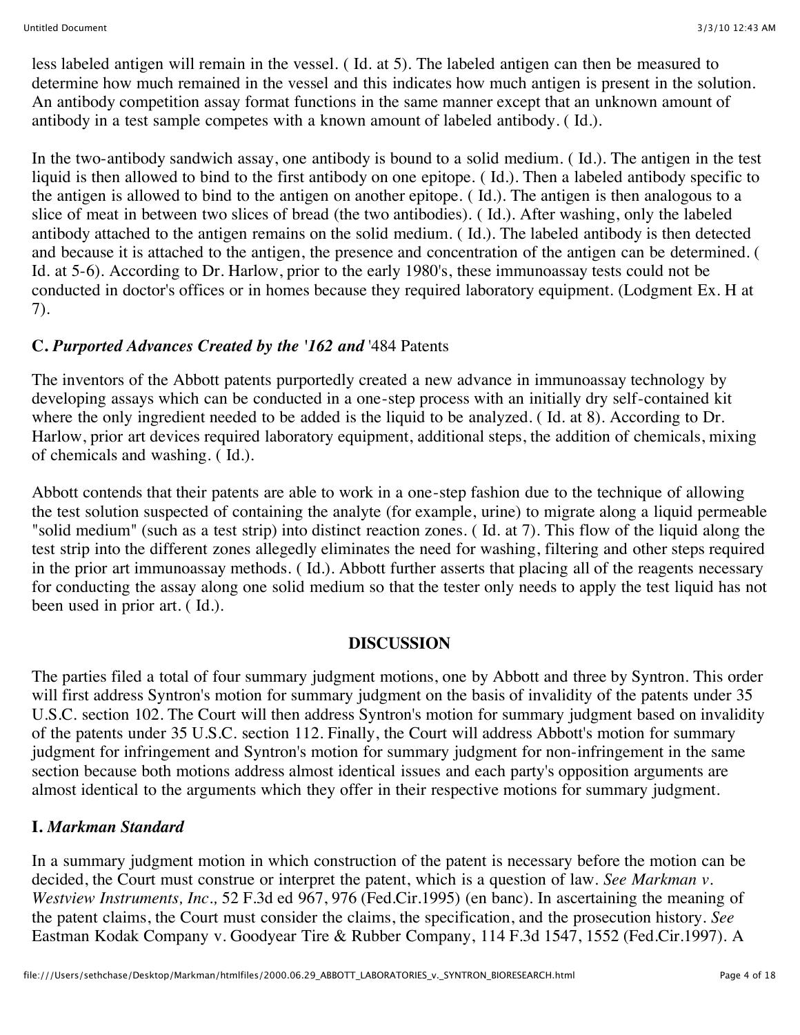less labeled antigen will remain in the vessel. ( Id. at 5). The labeled antigen can then be measured to determine how much remained in the vessel and this indicates how much antigen is present in the solution. An antibody competition assay format functions in the same manner except that an unknown amount of antibody in a test sample competes with a known amount of labeled antibody. ( Id.).

In the two-antibody sandwich assay, one antibody is bound to a solid medium. ( Id.). The antigen in the test liquid is then allowed to bind to the first antibody on one epitope. ( Id.). Then a labeled antibody specific to the antigen is allowed to bind to the antigen on another epitope. ( Id.). The antigen is then analogous to a slice of meat in between two slices of bread (the two antibodies). ( Id.). After washing, only the labeled antibody attached to the antigen remains on the solid medium. ( Id.). The labeled antibody is then detected and because it is attached to the antigen, the presence and concentration of the antigen can be determined. ( Id. at 5-6). According to Dr. Harlow, prior to the early 1980's, these immunoassay tests could not be conducted in doctor's offices or in homes because they required laboratory equipment. (Lodgment Ex. H at 7).

### C. *Purported Advances Created by the '162 and* '484 Patents

The inventors of the Abbott patents purportedly created a new advance in immunoassay technology by developing assays which can be conducted in a one-step process with an initially dry self-contained kit where the only ingredient needed to be added is the liquid to be analyzed. ( Id. at 8). According to Dr. Harlow, prior art devices required laboratory equipment, additional steps, the addition of chemicals, mixing of chemicals and washing. ( Id.).

Abbott contends that their patents are able to work in a one-step fashion due to the technique of allowing the test solution suspected of containing the analyte (for example, urine) to migrate along a liquid permeable "solid medium" (such as a test strip) into distinct reaction zones. ( Id. at 7). This flow of the liquid along the test strip into the different zones allegedly eliminates the need for washing, filtering and other steps required in the prior art immunoassay methods. ( Id.). Abbott further asserts that placing all of the reagents necessary for conducting the assay along one solid medium so that the tester only needs to apply the test liquid has not been used in prior art. ( Id.).

## DISCUSSION

The parties filed a total of four summary judgment motions, one by Abbott and three by Syntron. This order will first address Syntron's motion for summary judgment on the basis of invalidity of the patents under 35 U.S.C. section 102. The Court will then address Syntron's motion for summary judgment based on invalidity of the patents under 35 U.S.C. section 112. Finally, the Court will address Abbott's motion for summary judgment for infringement and Syntron's motion for summary judgment for non-infringement in the same section because both motions address almost identical issues and each party's opposition arguments are almost identical to the arguments which they offer in their respective motions for summary judgment.

### I. *Markman Standard*

In a summary judgment motion in which construction of the patent is necessary before the motion can be decided, the Court must construe or interpret the patent, which is a question of law. *See Markman v. Westview Instruments, Inc.,* 52 F.3d ed 967, 976 (Fed.Cir.1995) (en banc). In ascertaining the meaning of the patent claims, the Court must consider the claims, the specification, and the prosecution history. *See* Eastman Kodak Company v. Goodyear Tire & Rubber Company, 114 F.3d 1547, 1552 (Fed.Cir.1997). A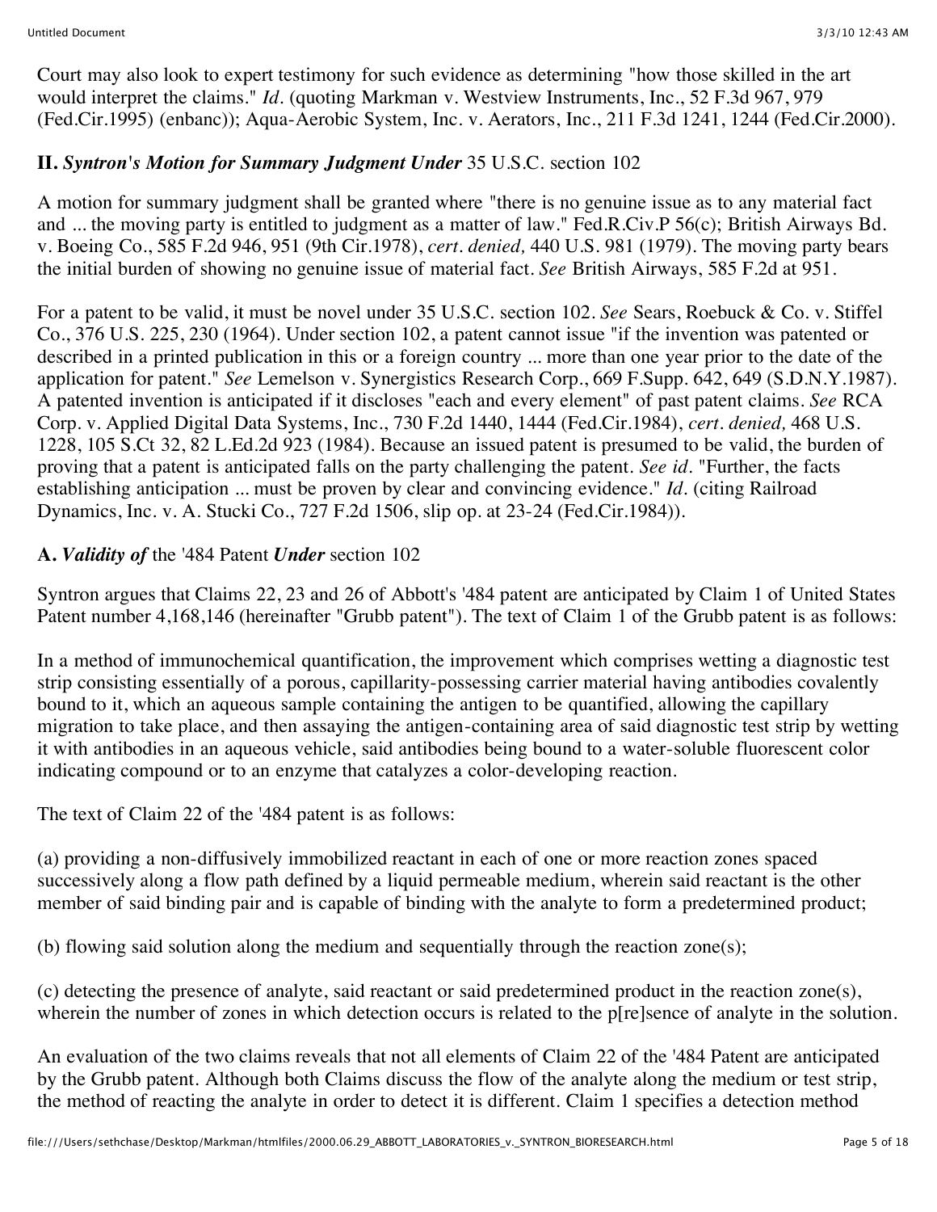Court may also look to expert testimony for such evidence as determining "how those skilled in the art would interpret the claims." *Id.* (quoting Markman v. Westview Instruments, Inc., 52 F.3d 967, 979 (Fed.Cir.1995) (enbanc)); Aqua-Aerobic System, Inc. v. Aerators, Inc., 211 F.3d 1241, 1244 (Fed.Cir.2000).

## II. *Syntron's Motion for Summary Judgment Under* 35 U.S.C. section 102

A motion for summary judgment shall be granted where "there is no genuine issue as to any material fact and ... the moving party is entitled to judgment as a matter of law." Fed.R.Civ.P 56(c); British Airways Bd. v. Boeing Co., 585 F.2d 946, 951 (9th Cir.1978), *cert. denied,* 440 U.S. 981 (1979). The moving party bears the initial burden of showing no genuine issue of material fact. *See* British Airways, 585 F.2d at 951.

For a patent to be valid, it must be novel under 35 U.S.C. section 102. *See* Sears, Roebuck & Co. v. Stiffel Co., 376 U.S. 225, 230 (1964). Under section 102, a patent cannot issue "if the invention was patented or described in a printed publication in this or a foreign country ... more than one year prior to the date of the application for patent." *See* Lemelson v. Synergistics Research Corp., 669 F.Supp. 642, 649 (S.D.N.Y.1987). A patented invention is anticipated if it discloses "each and every element" of past patent claims. *See* RCA Corp. v. Applied Digital Data Systems, Inc., 730 F.2d 1440, 1444 (Fed.Cir.1984), *cert. denied,* 468 U.S. 1228, 105 S.Ct 32, 82 L.Ed.2d 923 (1984). Because an issued patent is presumed to be valid, the burden of proving that a patent is anticipated falls on the party challenging the patent. *See id.* "Further, the facts establishing anticipation ... must be proven by clear and convincing evidence." *Id.* (citing Railroad Dynamics, Inc. v. A. Stucki Co., 727 F.2d 1506, slip op. at 23-24 (Fed.Cir.1984)).

### A. *Validity of* the '484 Patent *Under* section 102

Syntron argues that Claims 22, 23 and 26 of Abbott's '484 patent are anticipated by Claim 1 of United States Patent number 4,168,146 (hereinafter "Grubb patent"). The text of Claim 1 of the Grubb patent is as follows:

In a method of immunochemical quantification, the improvement which comprises wetting a diagnostic test strip consisting essentially of a porous, capillarity-possessing carrier material having antibodies covalently bound to it, which an aqueous sample containing the antigen to be quantified, allowing the capillary migration to take place, and then assaying the antigen-containing area of said diagnostic test strip by wetting it with antibodies in an aqueous vehicle, said antibodies being bound to a water-soluble fluorescent color indicating compound or to an enzyme that catalyzes a color-developing reaction.

The text of Claim 22 of the '484 patent is as follows:

(a) providing a non-diffusively immobilized reactant in each of one or more reaction zones spaced successively along a flow path defined by a liquid permeable medium, wherein said reactant is the other member of said binding pair and is capable of binding with the analyte to form a predetermined product;

(b) flowing said solution along the medium and sequentially through the reaction zone(s);

(c) detecting the presence of analyte, said reactant or said predetermined product in the reaction zone(s), wherein the number of zones in which detection occurs is related to the p[re]sence of analyte in the solution.

An evaluation of the two claims reveals that not all elements of Claim 22 of the '484 Patent are anticipated by the Grubb patent. Although both Claims discuss the flow of the analyte along the medium or test strip, the method of reacting the analyte in order to detect it is different. Claim 1 specifies a detection method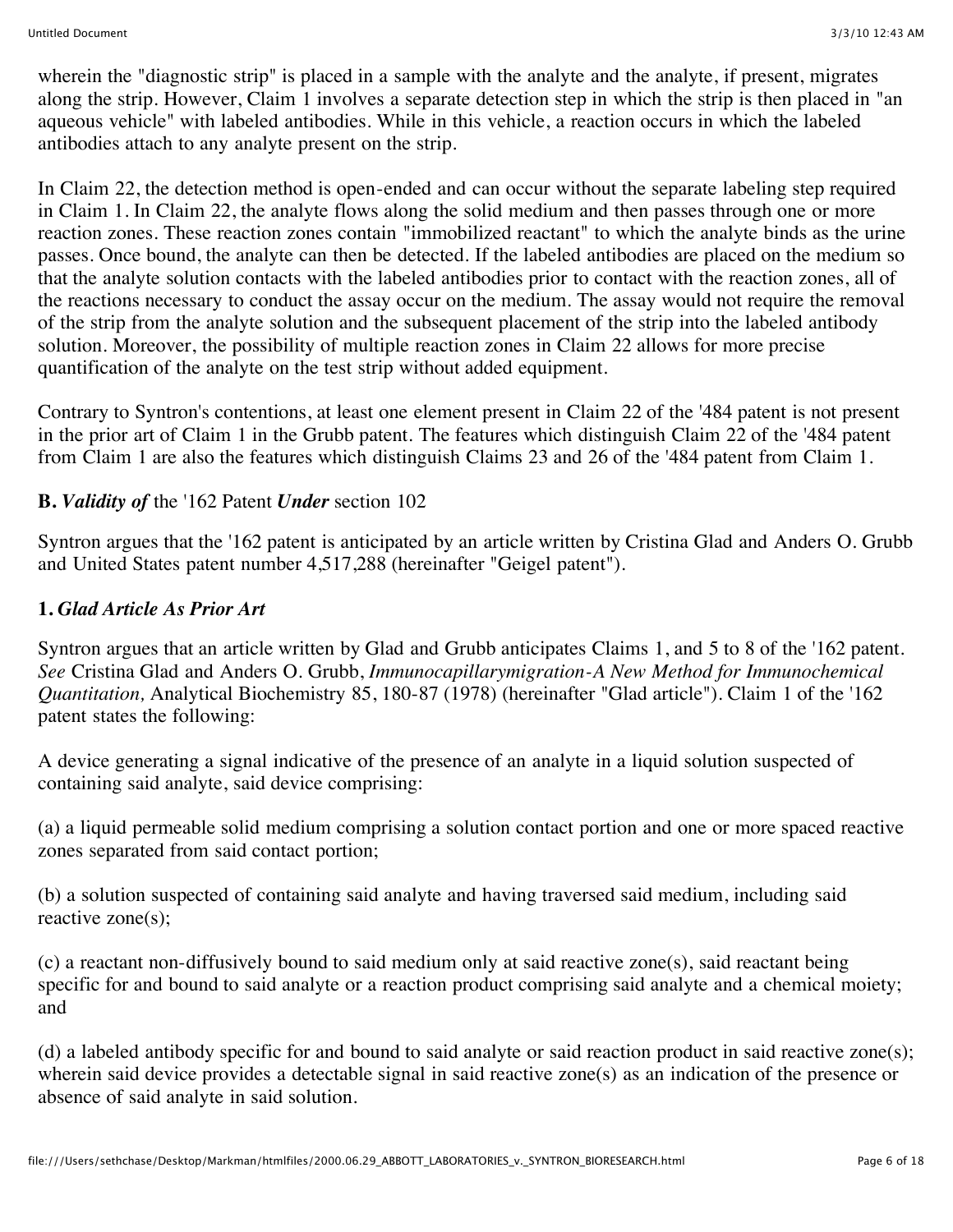wherein the "diagnostic strip" is placed in a sample with the analyte and the analyte, if present, migrates along the strip. However, Claim 1 involves a separate detection step in which the strip is then placed in "an aqueous vehicle" with labeled antibodies. While in this vehicle, a reaction occurs in which the labeled antibodies attach to any analyte present on the strip.

In Claim 22, the detection method is open-ended and can occur without the separate labeling step required in Claim 1. In Claim 22, the analyte flows along the solid medium and then passes through one or more reaction zones. These reaction zones contain "immobilized reactant" to which the analyte binds as the urine passes. Once bound, the analyte can then be detected. If the labeled antibodies are placed on the medium so that the analyte solution contacts with the labeled antibodies prior to contact with the reaction zones, all of the reactions necessary to conduct the assay occur on the medium. The assay would not require the removal of the strip from the analyte solution and the subsequent placement of the strip into the labeled antibody solution. Moreover, the possibility of multiple reaction zones in Claim 22 allows for more precise quantification of the analyte on the test strip without added equipment.

Contrary to Syntron's contentions, at least one element present in Claim 22 of the '484 patent is not present in the prior art of Claim 1 in the Grubb patent. The features which distinguish Claim 22 of the '484 patent from Claim 1 are also the features which distinguish Claims 23 and 26 of the '484 patent from Claim 1.

### B. *Validity of* the '162 Patent *Under* section 102

Syntron argues that the '162 patent is anticipated by an article written by Cristina Glad and Anders O. Grubb and United States patent number 4,517,288 (hereinafter "Geigel patent").

#### 1. *Glad Article As Prior Art*

Syntron argues that an article written by Glad and Grubb anticipates Claims 1, and 5 to 8 of the '162 patent. *See* Cristina Glad and Anders O. Grubb, *Immunocapillarymigration-A New Method for Immunochemical Quantitation,* Analytical Biochemistry 85, 180-87 (1978) (hereinafter "Glad article"). Claim 1 of the '162 patent states the following:

A device generating a signal indicative of the presence of an analyte in a liquid solution suspected of containing said analyte, said device comprising:

(a) a liquid permeable solid medium comprising a solution contact portion and one or more spaced reactive zones separated from said contact portion;

(b) a solution suspected of containing said analyte and having traversed said medium, including said reactive zone(s);

(c) a reactant non-diffusively bound to said medium only at said reactive zone(s), said reactant being specific for and bound to said analyte or a reaction product comprising said analyte and a chemical moiety; and

(d) a labeled antibody specific for and bound to said analyte or said reaction product in said reactive zone(s); wherein said device provides a detectable signal in said reactive zone(s) as an indication of the presence or absence of said analyte in said solution.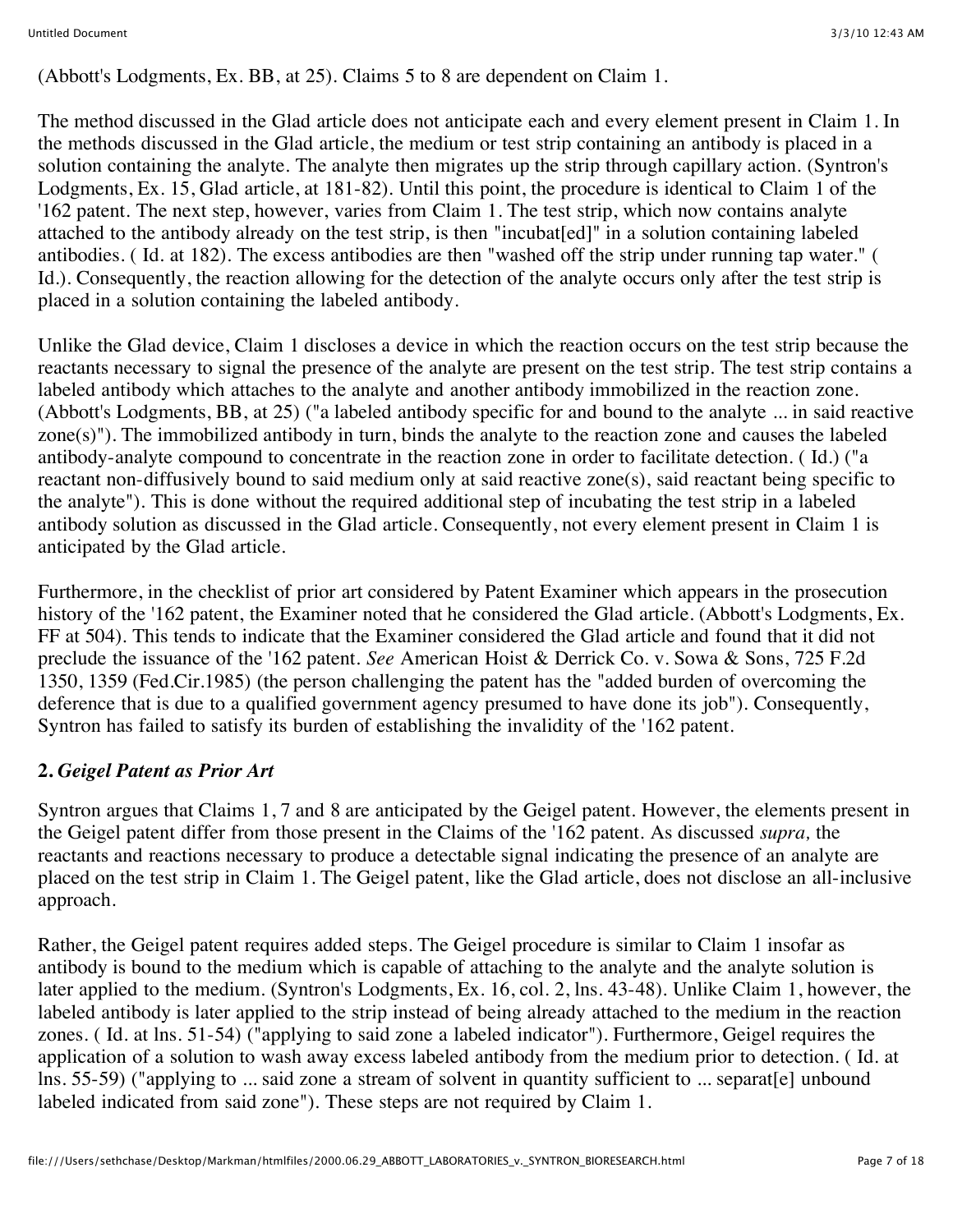(Abbott's Lodgments, Ex. BB, at 25). Claims 5 to 8 are dependent on Claim 1.

The method discussed in the Glad article does not anticipate each and every element present in Claim 1. In the methods discussed in the Glad article, the medium or test strip containing an antibody is placed in a solution containing the analyte. The analyte then migrates up the strip through capillary action. (Syntron's Lodgments, Ex. 15, Glad article, at 181-82). Until this point, the procedure is identical to Claim 1 of the '162 patent. The next step, however, varies from Claim 1. The test strip, which now contains analyte attached to the antibody already on the test strip, is then "incubat[ed]" in a solution containing labeled antibodies. ( Id. at 182). The excess antibodies are then "washed off the strip under running tap water." ( Id.). Consequently, the reaction allowing for the detection of the analyte occurs only after the test strip is placed in a solution containing the labeled antibody.

Unlike the Glad device, Claim 1 discloses a device in which the reaction occurs on the test strip because the reactants necessary to signal the presence of the analyte are present on the test strip. The test strip contains a labeled antibody which attaches to the analyte and another antibody immobilized in the reaction zone. (Abbott's Lodgments, BB, at 25) ("a labeled antibody specific for and bound to the analyte ... in said reactive zone(s)"). The immobilized antibody in turn, binds the analyte to the reaction zone and causes the labeled antibody-analyte compound to concentrate in the reaction zone in order to facilitate detection. ( Id.) ("a reactant non-diffusively bound to said medium only at said reactive zone(s), said reactant being specific to the analyte"). This is done without the required additional step of incubating the test strip in a labeled antibody solution as discussed in the Glad article. Consequently, not every element present in Claim 1 is anticipated by the Glad article.

Furthermore, in the checklist of prior art considered by Patent Examiner which appears in the prosecution history of the '162 patent, the Examiner noted that he considered the Glad article. (Abbott's Lodgments, Ex. FF at 504). This tends to indicate that the Examiner considered the Glad article and found that it did not preclude the issuance of the '162 patent. *See* American Hoist & Derrick Co. v. Sowa & Sons, 725 F.2d 1350, 1359 (Fed.Cir.1985) (the person challenging the patent has the "added burden of overcoming the deference that is due to a qualified government agency presumed to have done its job"). Consequently, Syntron has failed to satisfy its burden of establishing the invalidity of the '162 patent.

**2.** ***Geigel Patent as Prior Art***

Syntron argues that Claims 1, 7 and 8 are anticipated by the Geigel patent. However, the elements present in the Geigel patent differ from those present in the Claims of the '162 patent. As discussed *supra,* the reactants and reactions necessary to produce a detectable signal indicating the presence of an analyte are placed on the test strip in Claim 1. The Geigel patent, like the Glad article, does not disclose an all-inclusive approach.

Rather, the Geigel patent requires added steps. The Geigel procedure is similar to Claim 1 insofar as antibody is bound to the medium which is capable of attaching to the analyte and the analyte solution is later applied to the medium. (Syntron's Lodgments, Ex. 16, col. 2, lns. 43-48). Unlike Claim 1, however, the labeled antibody is later applied to the strip instead of being already attached to the medium in the reaction zones. ( Id. at lns. 51-54) ("applying to said zone a labeled indicator"). Furthermore, Geigel requires the application of a solution to wash away excess labeled antibody from the medium prior to detection. ( Id. at lns. 55-59) ("applying to ... said zone a stream of solvent in quantity sufficient to ... separat[e] unbound labeled indicated from said zone"). These steps are not required by Claim 1.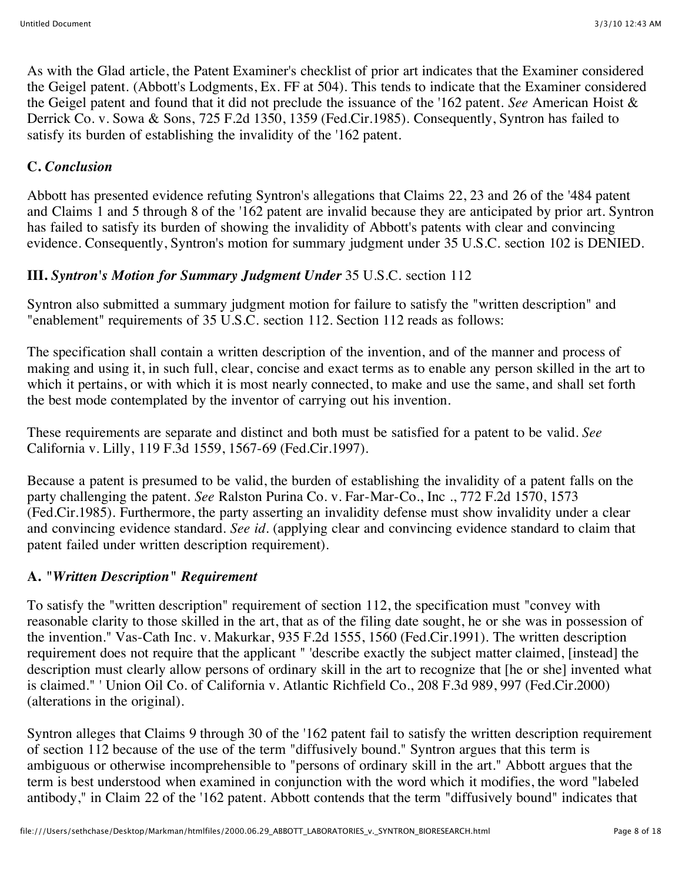As with the Glad article, the Patent Examiner's checklist of prior art indicates that the Examiner considered the Geigel patent. (Abbott's Lodgments, Ex. FF at 504). This tends to indicate that the Examiner considered the Geigel patent and found that it did not preclude the issuance of the '162 patent. *See* American Hoist & Derrick Co. v. Sowa & Sons, 725 F.2d 1350, 1359 (Fed.Cir.1985). Consequently, Syntron has failed to satisfy its burden of establishing the invalidity of the '162 patent.

### C. *Conclusion*

Abbott has presented evidence refuting Syntron's allegations that Claims 22, 23 and 26 of the '484 patent and Claims 1 and 5 through 8 of the '162 patent are invalid because they are anticipated by prior art. Syntron has failed to satisfy its burden of showing the invalidity of Abbott's patents with clear and convincing evidence. Consequently, Syntron's motion for summary judgment under 35 U.S.C. section 102 is DENIED.

## III. *Syntron's Motion for Summary Judgment Under* 35 U.S.C. section 112

Syntron also submitted a summary judgment motion for failure to satisfy the "written description" and "enablement" requirements of 35 U.S.C. section 112. Section 112 reads as follows:

The specification shall contain a written description of the invention, and of the manner and process of making and using it, in such full, clear, concise and exact terms as to enable any person skilled in the art to which it pertains, or with which it is most nearly connected, to make and use the same, and shall set forth the best mode contemplated by the inventor of carrying out his invention.

These requirements are separate and distinct and both must be satisfied for a patent to be valid. *See* California v. Lilly, 119 F.3d 1559, 1567-69 (Fed.Cir.1997).

Because a patent is presumed to be valid, the burden of establishing the invalidity of a patent falls on the party challenging the patent. *See* Ralston Purina Co. v. Far-Mar-Co., Inc ., 772 F.2d 1570, 1573 (Fed.Cir.1985). Furthermore, the party asserting an invalidity defense must show invalidity under a clear and convincing evidence standard. *See id.* (applying clear and convincing evidence standard to claim that patent failed under written description requirement).

### A. *"Written Description" Requirement*

To satisfy the "written description" requirement of section 112, the specification must "convey with reasonable clarity to those skilled in the art, that as of the filing date sought, he or she was in possession of the invention." Vas-Cath Inc. v. Makurkar, 935 F.2d 1555, 1560 (Fed.Cir.1991). The written description requirement does not require that the applicant " 'describe exactly the subject matter claimed, [instead] the description must clearly allow persons of ordinary skill in the art to recognize that [he or she] invented what is claimed." ' Union Oil Co. of California v. Atlantic Richfield Co., 208 F.3d 989, 997 (Fed.Cir.2000) (alterations in the original).

Syntron alleges that Claims 9 through 30 of the '162 patent fail to satisfy the written description requirement of section 112 because of the use of the term "diffusively bound." Syntron argues that this term is ambiguous or otherwise incomprehensible to "persons of ordinary skill in the art." Abbott argues that the term is best understood when examined in conjunction with the word which it modifies, the word "labeled antibody," in Claim 22 of the '162 patent. Abbott contends that the term "diffusively bound" indicates that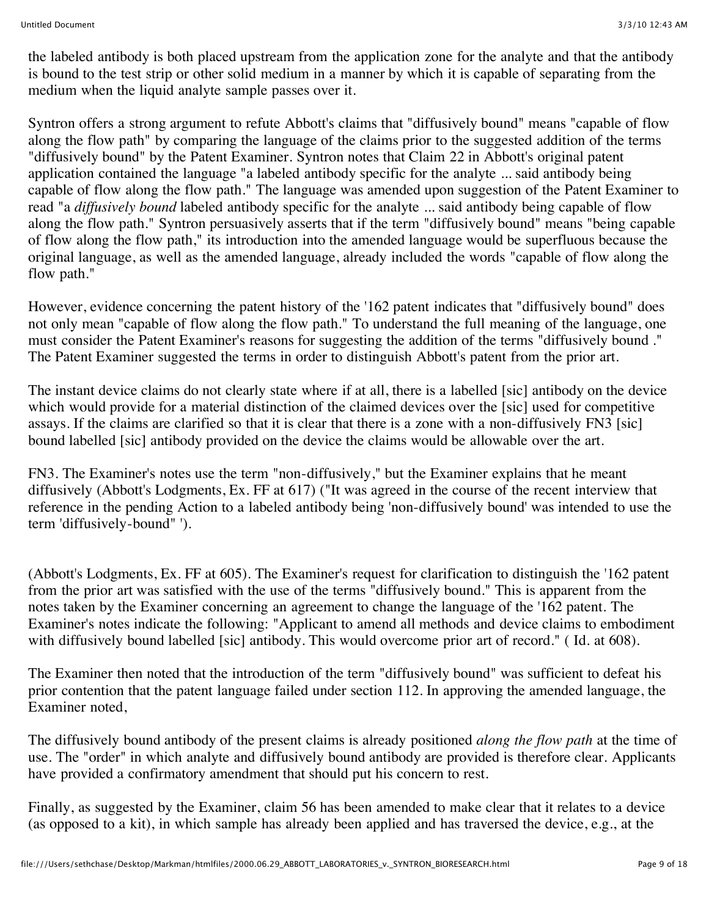the labeled antibody is both placed upstream from the application zone for the analyte and that the antibody is bound to the test strip or other solid medium in a manner by which it is capable of separating from the medium when the liquid analyte sample passes over it.

Syntron offers a strong argument to refute Abbott's claims that "diffusively bound" means "capable of flow along the flow path" by comparing the language of the claims prior to the suggested addition of the terms "diffusively bound" by the Patent Examiner. Syntron notes that Claim 22 in Abbott's original patent application contained the language "a labeled antibody specific for the analyte ... said antibody being capable of flow along the flow path." The language was amended upon suggestion of the Patent Examiner to read "a *diffusively bound* labeled antibody specific for the analyte ... said antibody being capable of flow along the flow path." Syntron persuasively asserts that if the term "diffusively bound" means "being capable of flow along the flow path," its introduction into the amended language would be superfluous because the original language, as well as the amended language, already included the words "capable of flow along the flow path."

However, evidence concerning the patent history of the '162 patent indicates that "diffusively bound" does not only mean "capable of flow along the flow path." To understand the full meaning of the language, one must consider the Patent Examiner's reasons for suggesting the addition of the terms "diffusively bound ." The Patent Examiner suggested the terms in order to distinguish Abbott's patent from the prior art.

The instant device claims do not clearly state where if at all, there is a labelled [sic] antibody on the device which would provide for a material distinction of the claimed devices over the [sic] used for competitive assays. If the claims are clarified so that it is clear that there is a zone with a non-diffusively FN3 [sic] bound labelled [sic] antibody provided on the device the claims would be allowable over the art.

FN3. The Examiner's notes use the term "non-diffusively," but the Examiner explains that he meant diffusively (Abbott's Lodgments, Ex. FF at 617) ("It was agreed in the course of the recent interview that reference in the pending Action to a labeled antibody being 'non-diffusively bound' was intended to use the term 'diffusively-bound" ').

(Abbott's Lodgments, Ex. FF at 605). The Examiner's request for clarification to distinguish the '162 patent from the prior art was satisfied with the use of the terms "diffusively bound." This is apparent from the notes taken by the Examiner concerning an agreement to change the language of the '162 patent. The Examiner's notes indicate the following: "Applicant to amend all methods and device claims to embodiment with diffusively bound labelled [sic] antibody. This would overcome prior art of record." ( Id. at 608).

The Examiner then noted that the introduction of the term "diffusively bound" was sufficient to defeat his prior contention that the patent language failed under section 112. In approving the amended language, the Examiner noted,

The diffusively bound antibody of the present claims is already positioned *along the flow path* at the time of use. The "order" in which analyte and diffusively bound antibody are provided is therefore clear. Applicants have provided a confirmatory amendment that should put his concern to rest.

Finally, as suggested by the Examiner, claim 56 has been amended to make clear that it relates to a device (as opposed to a kit), in which sample has already been applied and has traversed the device, e.g., at the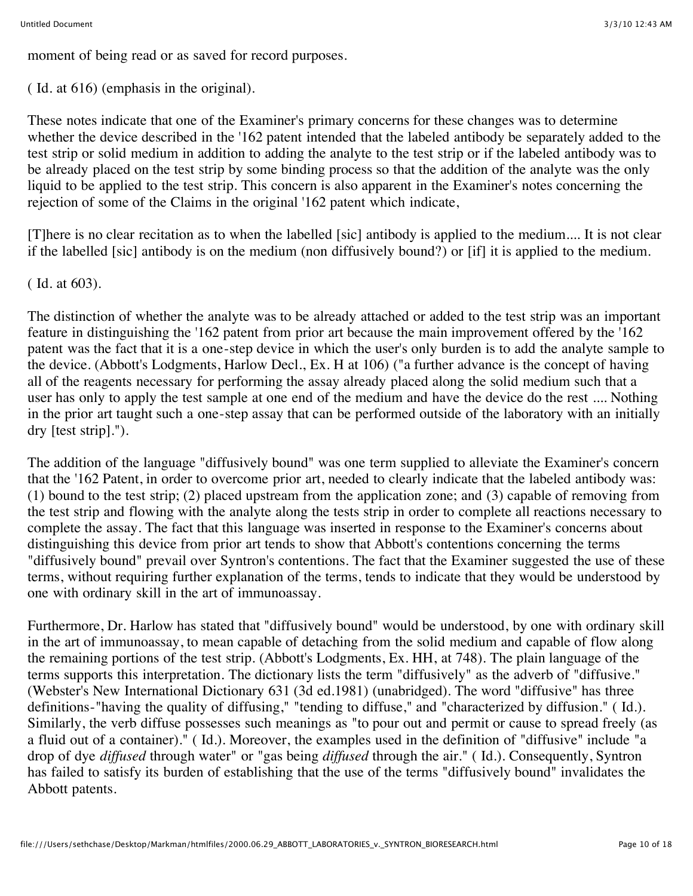moment of being read or as saved for record purposes.

( Id. at 616) (emphasis in the original).

These notes indicate that one of the Examiner's primary concerns for these changes was to determine whether the device described in the '162 patent intended that the labeled antibody be separately added to the test strip or solid medium in addition to adding the analyte to the test strip or if the labeled antibody was to be already placed on the test strip by some binding process so that the addition of the analyte was the only liquid to be applied to the test strip. This concern is also apparent in the Examiner's notes concerning the rejection of some of the Claims in the original '162 patent which indicate,

[T]here is no clear recitation as to when the labelled [sic] antibody is applied to the medium.... It is not clear if the labelled [sic] antibody is on the medium (non diffusively bound?) or [if] it is applied to the medium.

( Id. at 603).

The distinction of whether the analyte was to be already attached or added to the test strip was an important feature in distinguishing the '162 patent from prior art because the main improvement offered by the '162 patent was the fact that it is a one-step device in which the user's only burden is to add the analyte sample to the device. (Abbott's Lodgments, Harlow Decl., Ex. H at 106) ("a further advance is the concept of having all of the reagents necessary for performing the assay already placed along the solid medium such that a user has only to apply the test sample at one end of the medium and have the device do the rest .... Nothing in the prior art taught such a one-step assay that can be performed outside of the laboratory with an initially dry [test strip].").

The addition of the language "diffusively bound" was one term supplied to alleviate the Examiner's concern that the '162 Patent, in order to overcome prior art, needed to clearly indicate that the labeled antibody was: (1) bound to the test strip; (2) placed upstream from the application zone; and (3) capable of removing from the test strip and flowing with the analyte along the tests strip in order to complete all reactions necessary to complete the assay. The fact that this language was inserted in response to the Examiner's concerns about distinguishing this device from prior art tends to show that Abbott's contentions concerning the terms "diffusively bound" prevail over Syntron's contentions. The fact that the Examiner suggested the use of these terms, without requiring further explanation of the terms, tends to indicate that they would be understood by one with ordinary skill in the art of immunoassay.

Furthermore, Dr. Harlow has stated that "diffusively bound" would be understood, by one with ordinary skill in the art of immunoassay, to mean capable of detaching from the solid medium and capable of flow along the remaining portions of the test strip. (Abbott's Lodgments, Ex. HH, at 748). The plain language of the terms supports this interpretation. The dictionary lists the term "diffusively" as the adverb of "diffusive." (Webster's New International Dictionary 631 (3d ed.1981) (unabridged). The word "diffusive" has three definitions-"having the quality of diffusing," "tending to diffuse," and "characterized by diffusion." ( Id.). Similarly, the verb diffuse possesses such meanings as "to pour out and permit or cause to spread freely (as a fluid out of a container)." ( Id.). Moreover, the examples used in the definition of "diffusive" include "a drop of dye *diffused* through water" or "gas being *diffused* through the air." ( Id.). Consequently, Syntron has failed to satisfy its burden of establishing that the use of the terms "diffusively bound" invalidates the Abbott patents.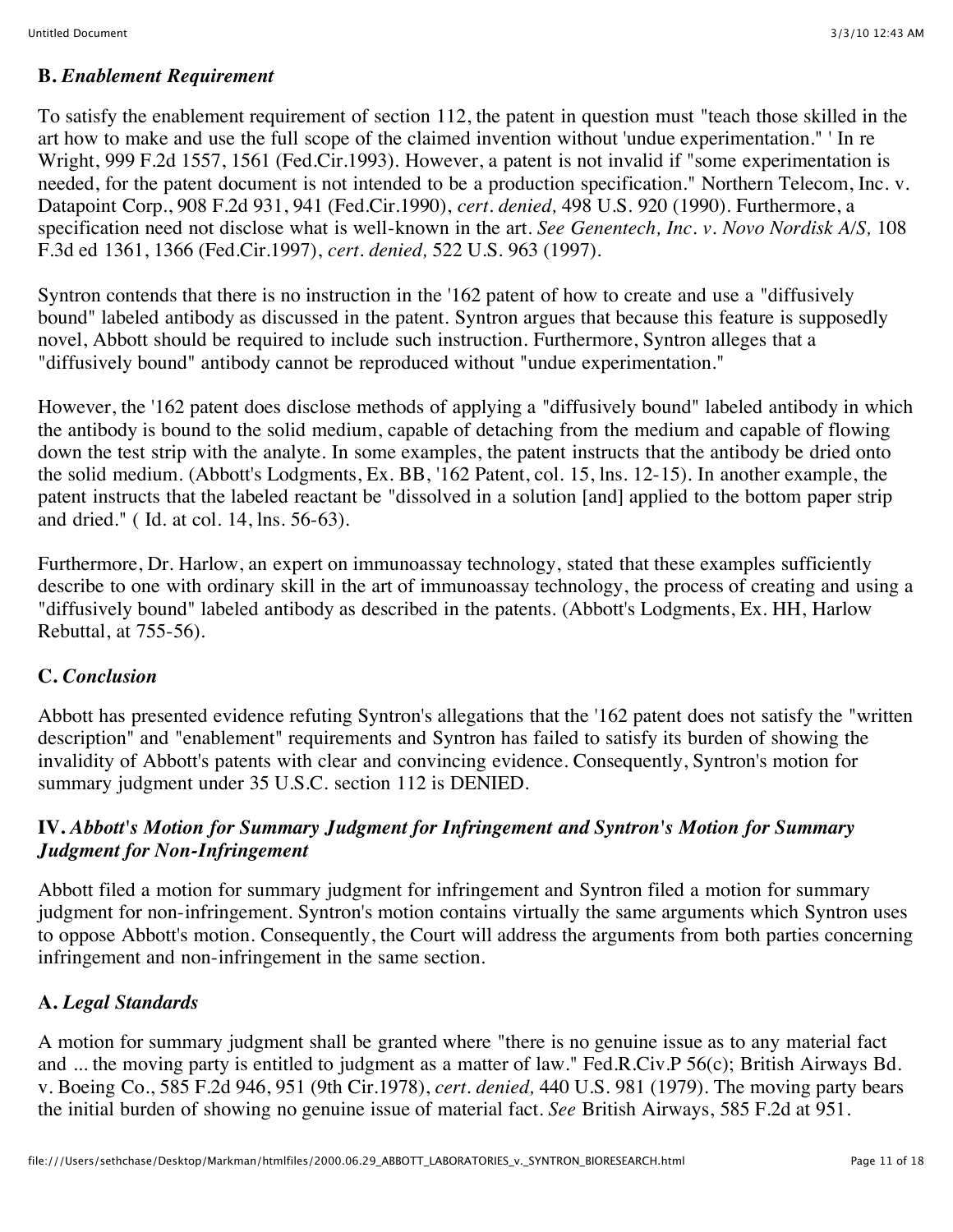### B. *Enablement Requirement*

To satisfy the enablement requirement of section 112, the patent in question must "teach those skilled in the art how to make and use the full scope of the claimed invention without 'undue experimentation." ' In re Wright, 999 F.2d 1557, 1561 (Fed.Cir.1993). However, a patent is not invalid if "some experimentation is needed, for the patent document is not intended to be a production specification." Northern Telecom, Inc. v. Datapoint Corp., 908 F.2d 931, 941 (Fed.Cir.1990), *cert. denied,* 498 U.S. 920 (1990). Furthermore, a specification need not disclose what is well-known in the art. *See Genentech, Inc. v. Novo Nordisk A/S,* 108 F.3d ed 1361, 1366 (Fed.Cir.1997), *cert. denied,* 522 U.S. 963 (1997).

Syntron contends that there is no instruction in the '162 patent of how to create and use a "diffusively bound" labeled antibody as discussed in the patent. Syntron argues that because this feature is supposedly novel, Abbott should be required to include such instruction. Furthermore, Syntron alleges that a "diffusively bound" antibody cannot be reproduced without "undue experimentation."

However, the '162 patent does disclose methods of applying a "diffusively bound" labeled antibody in which the antibody is bound to the solid medium, capable of detaching from the medium and capable of flowing down the test strip with the analyte. In some examples, the patent instructs that the antibody be dried onto the solid medium. (Abbott's Lodgments, Ex. BB, '162 Patent, col. 15, lns. 12-15). In another example, the patent instructs that the labeled reactant be "dissolved in a solution [and] applied to the bottom paper strip and dried." ( Id. at col. 14, lns. 56-63).

Furthermore, Dr. Harlow, an expert on immunoassay technology, stated that these examples sufficiently describe to one with ordinary skill in the art of immunoassay technology, the process of creating and using a "diffusively bound" labeled antibody as described in the patents. (Abbott's Lodgments, Ex. HH, Harlow Rebuttal, at 755-56).

### C. *Conclusion*

Abbott has presented evidence refuting Syntron's allegations that the '162 patent does not satisfy the "written description" and "enablement" requirements and Syntron has failed to satisfy its burden of showing the invalidity of Abbott's patents with clear and convincing evidence. Consequently, Syntron's motion for summary judgment under 35 U.S.C. section 112 is DENIED.

## IV. *Abbott's Motion for Summary Judgment for Infringement and Syntron's Motion for Summary Judgment for Non-Infringement*

Abbott filed a motion for summary judgment for infringement and Syntron filed a motion for summary judgment for non-infringement. Syntron's motion contains virtually the same arguments which Syntron uses to oppose Abbott's motion. Consequently, the Court will address the arguments from both parties concerning infringement and non-infringement in the same section.

### A. *Legal Standards*

A motion for summary judgment shall be granted where "there is no genuine issue as to any material fact and ... the moving party is entitled to judgment as a matter of law." Fed.R.Civ.P 56(c); British Airways Bd. v. Boeing Co., 585 F.2d 946, 951 (9th Cir.1978), *cert. denied,* 440 U.S. 981 (1979). The moving party bears the initial burden of showing no genuine issue of material fact. *See* British Airways, 585 F.2d at 951.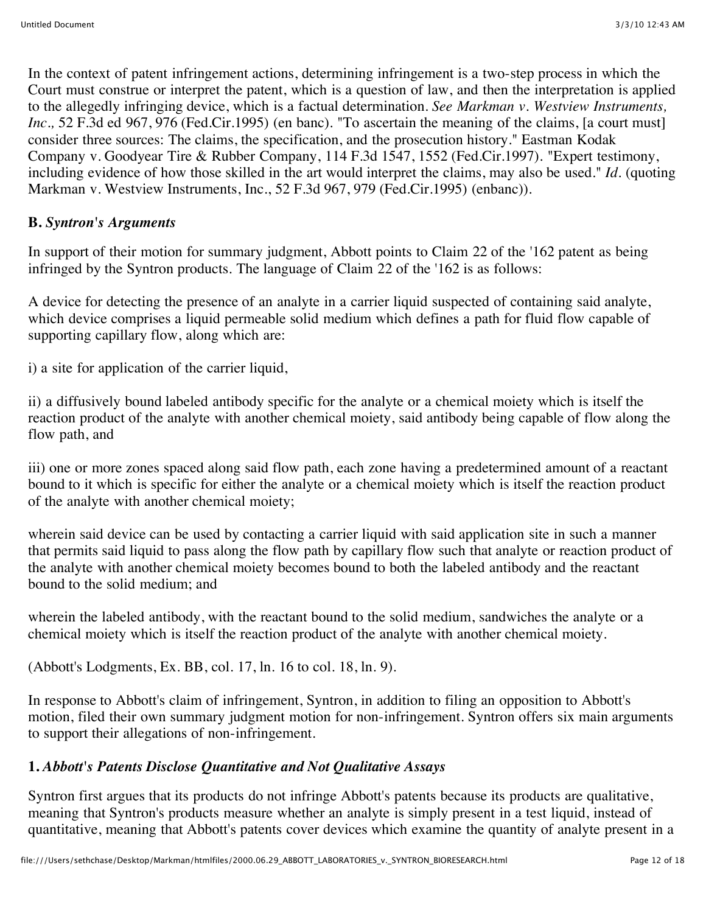In the context of patent infringement actions, determining infringement is a two-step process in which the Court must construe or interpret the patent, which is a question of law, and then the interpretation is applied to the allegedly infringing device, which is a factual determination. *See Markman v. Westview Instruments, Inc.,* 52 F.3d ed 967, 976 (Fed.Cir.1995) (en banc). "To ascertain the meaning of the claims, [a court must] consider three sources: The claims, the specification, and the prosecution history." Eastman Kodak Company v. Goodyear Tire & Rubber Company, 114 F.3d 1547, 1552 (Fed.Cir.1997). "Expert testimony, including evidence of how those skilled in the art would interpret the claims, may also be used." *Id.* (quoting Markman v. Westview Instruments, Inc., 52 F.3d 967, 979 (Fed.Cir.1995) (enbanc)).

### B. *Syntron's Arguments*

In support of their motion for summary judgment, Abbott points to Claim 22 of the '162 patent as being infringed by the Syntron products. The language of Claim 22 of the '162 is as follows:

A device for detecting the presence of an analyte in a carrier liquid suspected of containing said analyte, which device comprises a liquid permeable solid medium which defines a path for fluid flow capable of supporting capillary flow, along which are:

i) a site for application of the carrier liquid,

ii) a diffusively bound labeled antibody specific for the analyte or a chemical moiety which is itself the reaction product of the analyte with another chemical moiety, said antibody being capable of flow along the flow path, and

iii) one or more zones spaced along said flow path, each zone having a predetermined amount of a reactant bound to it which is specific for either the analyte or a chemical moiety which is itself the reaction product of the analyte with another chemical moiety;

wherein said device can be used by contacting a carrier liquid with said application site in such a manner that permits said liquid to pass along the flow path by capillary flow such that analyte or reaction product of the analyte with another chemical moiety becomes bound to both the labeled antibody and the reactant bound to the solid medium; and

wherein the labeled antibody, with the reactant bound to the solid medium, sandwiches the analyte or a chemical moiety which is itself the reaction product of the analyte with another chemical moiety.

(Abbott's Lodgments, Ex. BB, col. 17, ln. 16 to col. 18, ln. 9).

In response to Abbott's claim of infringement, Syntron, in addition to filing an opposition to Abbott's motion, filed their own summary judgment motion for non-infringement. Syntron offers six main arguments to support their allegations of non-infringement.

#### 1. *Abbott's Patents Disclose Quantitative and Not Qualitative Assays*

Syntron first argues that its products do not infringe Abbott's patents because its products are qualitative, meaning that Syntron's products measure whether an analyte is simply present in a test liquid, instead of quantitative, meaning that Abbott's patents cover devices which examine the quantity of analyte present in a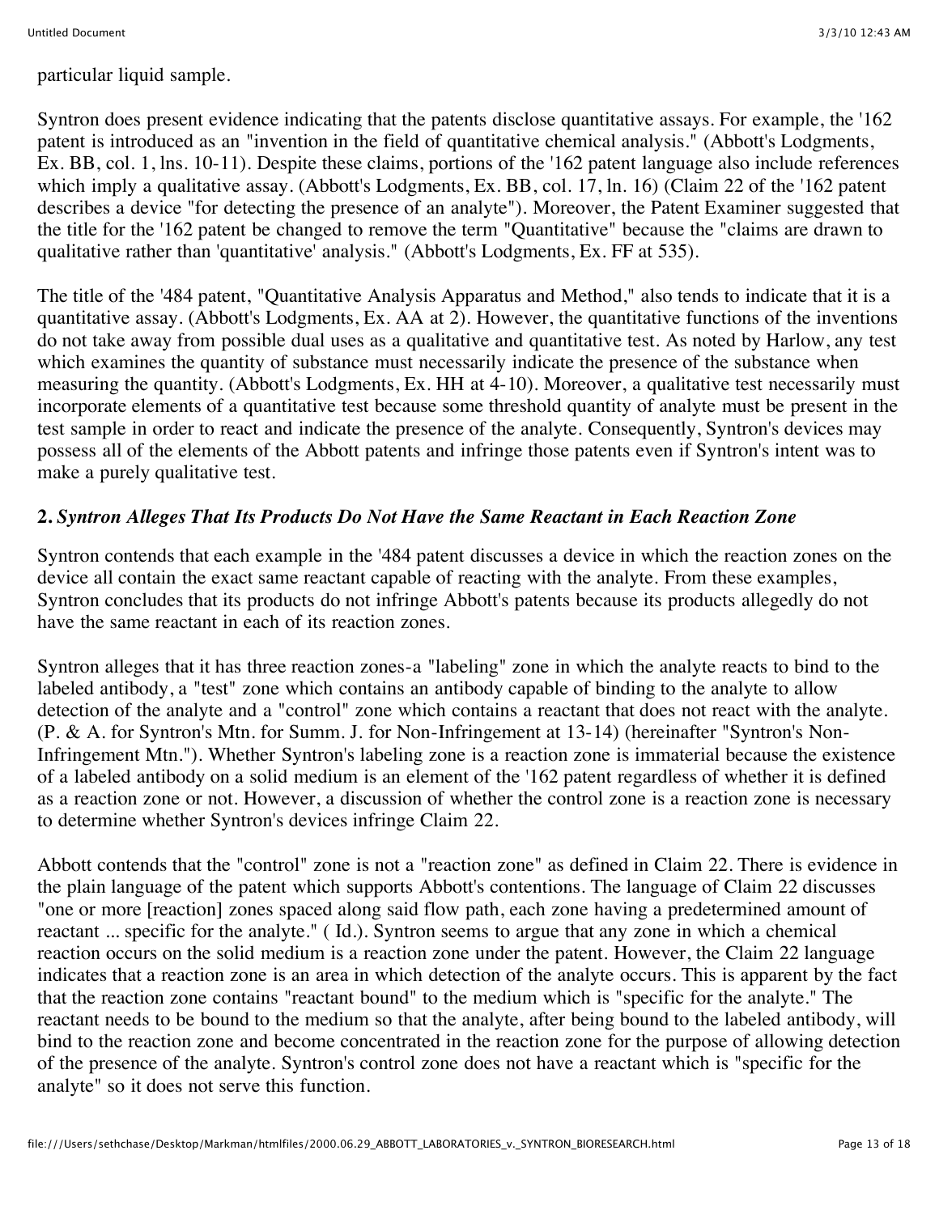particular liquid sample.

Syntron does present evidence indicating that the patents disclose quantitative assays. For example, the '162 patent is introduced as an "invention in the field of quantitative chemical analysis." (Abbott's Lodgments, Ex. BB, col. 1, lns. 10-11). Despite these claims, portions of the '162 patent language also include references which imply a qualitative assay. (Abbott's Lodgments, Ex. BB, col. 17, ln. 16) (Claim 22 of the '162 patent describes a device "for detecting the presence of an analyte"). Moreover, the Patent Examiner suggested that the title for the '162 patent be changed to remove the term "Quantitative" because the "claims are drawn to qualitative rather than 'quantitative' analysis." (Abbott's Lodgments, Ex. FF at 535).

The title of the '484 patent, "Quantitative Analysis Apparatus and Method," also tends to indicate that it is a quantitative assay. (Abbott's Lodgments, Ex. AA at 2). However, the quantitative functions of the inventions do not take away from possible dual uses as a qualitative and quantitative test. As noted by Harlow, any test which examines the quantity of substance must necessarily indicate the presence of the substance when measuring the quantity. (Abbott's Lodgments, Ex. HH at 4-10). Moreover, a qualitative test necessarily must incorporate elements of a quantitative test because some threshold quantity of analyte must be present in the test sample in order to react and indicate the presence of the analyte. Consequently, Syntron's devices may possess all of the elements of the Abbott patents and infringe those patents even if Syntron's intent was to make a purely qualitative test.

**2.** ***Syntron Alleges That Its Products Do Not Have the Same Reactant in Each Reaction Zone***

Syntron contends that each example in the '484 patent discusses a device in which the reaction zones on the device all contain the exact same reactant capable of reacting with the analyte. From these examples, Syntron concludes that its products do not infringe Abbott's patents because its products allegedly do not have the same reactant in each of its reaction zones.

Syntron alleges that it has three reaction zones-a "labeling" zone in which the analyte reacts to bind to the labeled antibody, a "test" zone which contains an antibody capable of binding to the analyte to allow detection of the analyte and a "control" zone which contains a reactant that does not react with the analyte. (P. & A. for Syntron's Mtn. for Summ. J. for Non-Infringement at 13-14) (hereinafter "Syntron's Non-Infringement Mtn."). Whether Syntron's labeling zone is a reaction zone is immaterial because the existence of a labeled antibody on a solid medium is an element of the '162 patent regardless of whether it is defined as a reaction zone or not. However, a discussion of whether the control zone is a reaction zone is necessary to determine whether Syntron's devices infringe Claim 22.

Abbott contends that the "control" zone is not a "reaction zone" as defined in Claim 22. There is evidence in the plain language of the patent which supports Abbott's contentions. The language of Claim 22 discusses "one or more [reaction] zones spaced along said flow path, each zone having a predetermined amount of reactant ... specific for the analyte." ( Id.). Syntron seems to argue that any zone in which a chemical reaction occurs on the solid medium is a reaction zone under the patent. However, the Claim 22 language indicates that a reaction zone is an area in which detection of the analyte occurs. This is apparent by the fact that the reaction zone contains "reactant bound" to the medium which is "specific for the analyte." The reactant needs to be bound to the medium so that the analyte, after being bound to the labeled antibody, will bind to the reaction zone and become concentrated in the reaction zone for the purpose of allowing detection of the presence of the analyte. Syntron's control zone does not have a reactant which is "specific for the analyte" so it does not serve this function.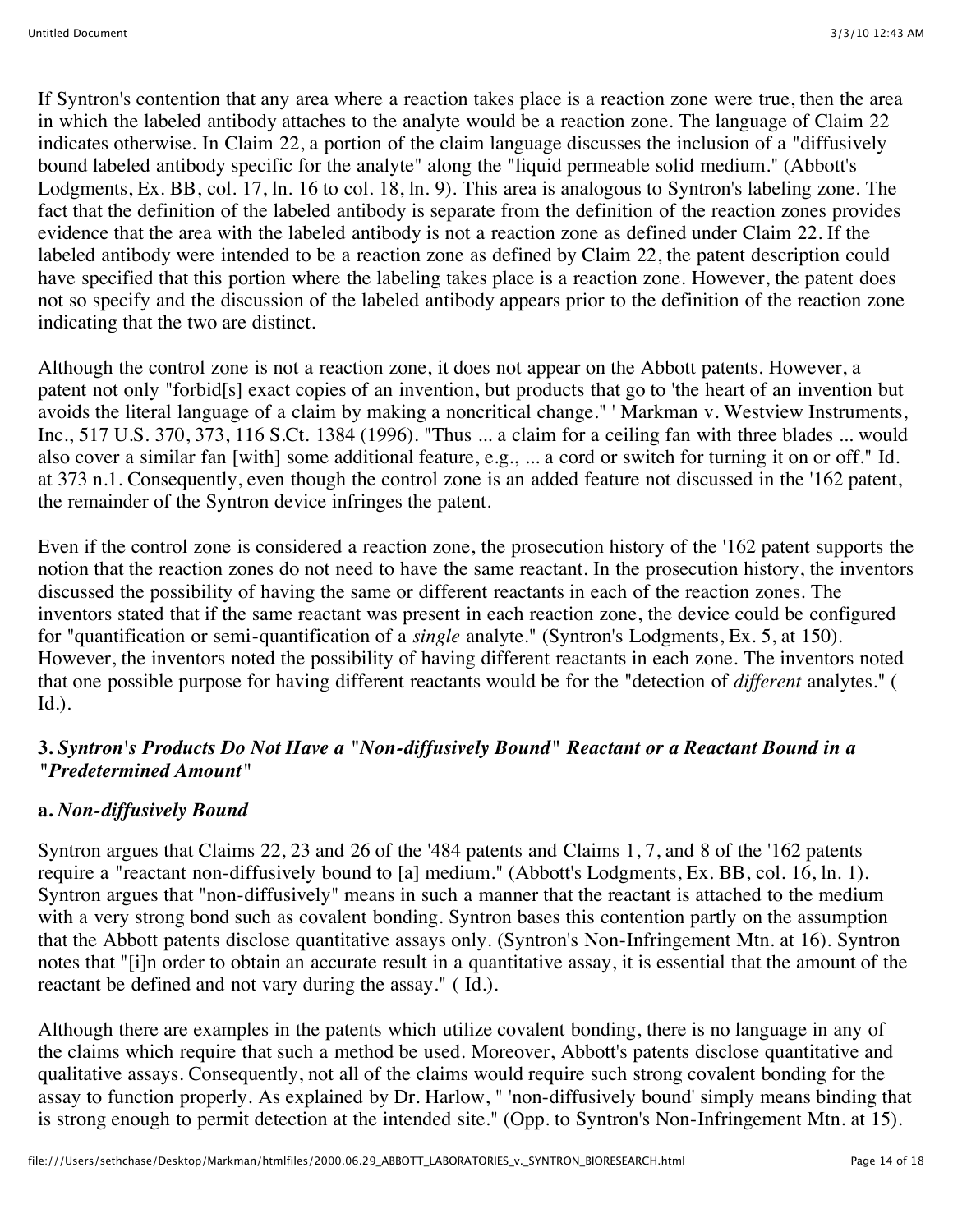If Syntron's contention that any area where a reaction takes place is a reaction zone were true, then the area in which the labeled antibody attaches to the analyte would be a reaction zone. The language of Claim 22 indicates otherwise. In Claim 22, a portion of the claim language discusses the inclusion of a "diffusively bound labeled antibody specific for the analyte" along the "liquid permeable solid medium." (Abbott's Lodgments, Ex. BB, col. 17, ln. 16 to col. 18, ln. 9). This area is analogous to Syntron's labeling zone. The fact that the definition of the labeled antibody is separate from the definition of the reaction zones provides evidence that the area with the labeled antibody is not a reaction zone as defined under Claim 22. If the labeled antibody were intended to be a reaction zone as defined by Claim 22, the patent description could have specified that this portion where the labeling takes place is a reaction zone. However, the patent does not so specify and the discussion of the labeled antibody appears prior to the definition of the reaction zone indicating that the two are distinct.

Although the control zone is not a reaction zone, it does not appear on the Abbott patents. However, a patent not only "forbid[s] exact copies of an invention, but products that go to 'the heart of an invention but avoids the literal language of a claim by making a noncritical change." ' Markman v. Westview Instruments, Inc., 517 U.S. 370, 373, 116 S.Ct. 1384 (1996). "Thus ... a claim for a ceiling fan with three blades ... would also cover a similar fan [with] some additional feature, e.g., ... a cord or switch for turning it on or off." Id. at 373 n.1. Consequently, even though the control zone is an added feature not discussed in the '162 patent, the remainder of the Syntron device infringes the patent.

Even if the control zone is considered a reaction zone, the prosecution history of the '162 patent supports the notion that the reaction zones do not need to have the same reactant. In the prosecution history, the inventors discussed the possibility of having the same or different reactants in each of the reaction zones. The inventors stated that if the same reactant was present in each reaction zone, the device could be configured for "quantification or semi-quantification of a *single* analyte." (Syntron's Lodgments, Ex. 5, at 150). However, the inventors noted the possibility of having different reactants in each zone. The inventors noted that one possible purpose for having different reactants would be for the "detection of *different* analytes." ( Id.).

### 3. *Syntron's Products Do Not Have a "Non-diffusively Bound" Reactant or a Reactant Bound in a "Predetermined Amount"*

#### a. *Non-diffusively Bound*

Syntron argues that Claims 22, 23 and 26 of the '484 patents and Claims 1, 7, and 8 of the '162 patents require a "reactant non-diffusively bound to [a] medium." (Abbott's Lodgments, Ex. BB, col. 16, ln. 1). Syntron argues that "non-diffusively" means in such a manner that the reactant is attached to the medium with a very strong bond such as covalent bonding. Syntron bases this contention partly on the assumption that the Abbott patents disclose quantitative assays only. (Syntron's Non-Infringement Mtn. at 16). Syntron notes that "[i]n order to obtain an accurate result in a quantitative assay, it is essential that the amount of the reactant be defined and not vary during the assay." ( Id.).

Although there are examples in the patents which utilize covalent bonding, there is no language in any of the claims which require that such a method be used. Moreover, Abbott's patents disclose quantitative and qualitative assays. Consequently, not all of the claims would require such strong covalent bonding for the assay to function properly. As explained by Dr. Harlow, " 'non-diffusively bound' simply means binding that is strong enough to permit detection at the intended site." (Opp. to Syntron's Non-Infringement Mtn. at 15).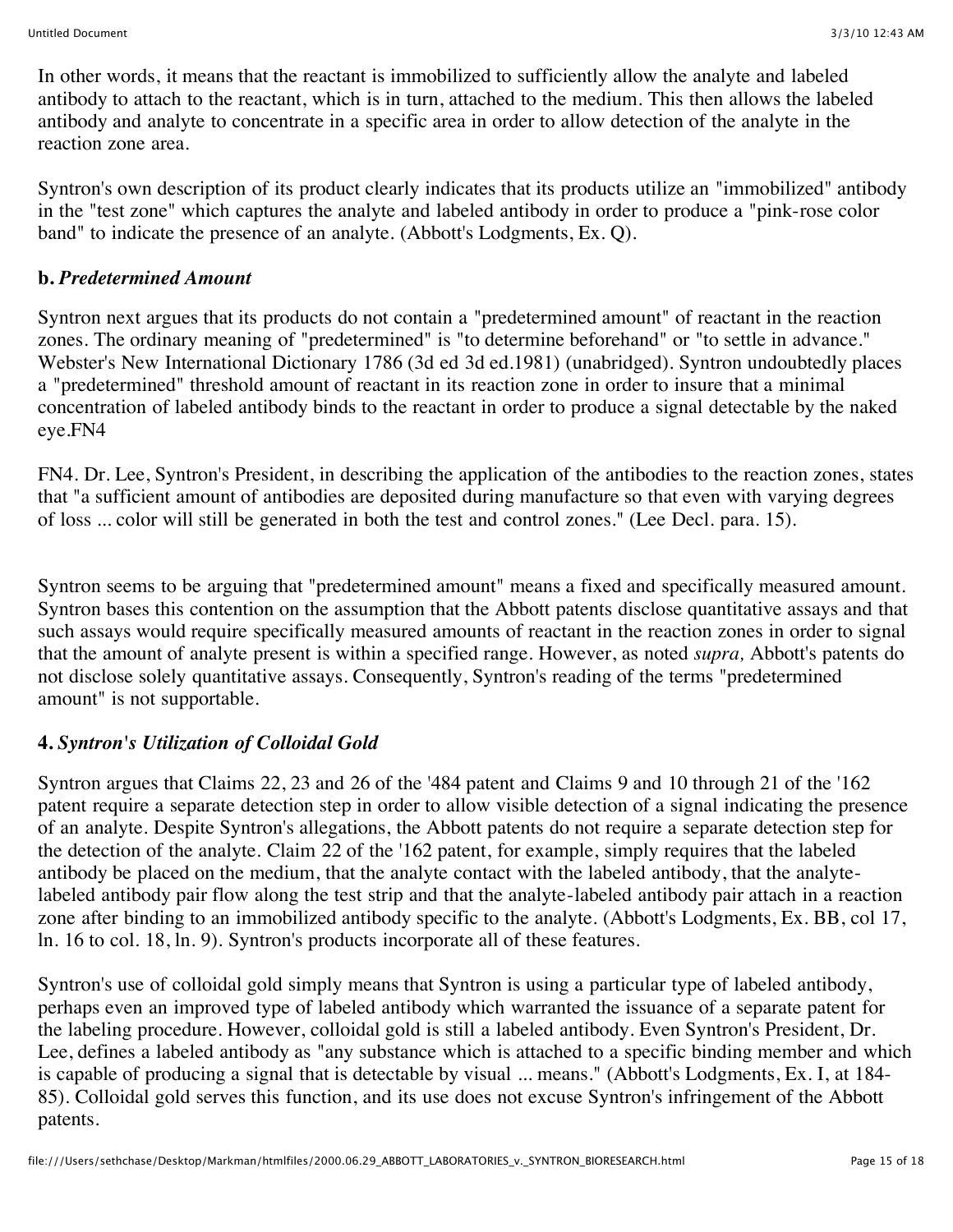In other words, it means that the reactant is immobilized to sufficiently allow the analyte and labeled antibody to attach to the reactant, which is in turn, attached to the medium. This then allows the labeled antibody and analyte to concentrate in a specific area in order to allow detection of the analyte in the reaction zone area.

Syntron's own description of its product clearly indicates that its products utilize an "immobilized" antibody in the "test zone" which captures the analyte and labeled antibody in order to produce a "pink-rose color band" to indicate the presence of an analyte. (Abbott's Lodgments, Ex. Q).

**b.** ***Predetermined Amount***

Syntron next argues that its products do not contain a "predetermined amount" of reactant in the reaction zones. The ordinary meaning of "predetermined" is "to determine beforehand" or "to settle in advance." Webster's New International Dictionary 1786 (3d ed 3d ed.1981) (unabridged). Syntron undoubtedly places a "predetermined" threshold amount of reactant in its reaction zone in order to insure that a minimal concentration of labeled antibody binds to the reactant in order to produce a signal detectable by the naked eye.FN4

FN4. Dr. Lee, Syntron's President, in describing the application of the antibodies to the reaction zones, states that "a sufficient amount of antibodies are deposited during manufacture so that even with varying degrees of loss ... color will still be generated in both the test and control zones." (Lee Decl. para. 15).

Syntron seems to be arguing that "predetermined amount" means a fixed and specifically measured amount. Syntron bases this contention on the assumption that the Abbott patents disclose quantitative assays and that such assays would require specifically measured amounts of reactant in the reaction zones in order to signal that the amount of analyte present is within a specified range. However, as noted *supra,* Abbott's patents do not disclose solely quantitative assays. Consequently, Syntron's reading of the terms "predetermined amount" is not supportable.

**4.** ***Syntron's Utilization of Colloidal Gold***

Syntron argues that Claims 22, 23 and 26 of the '484 patent and Claims 9 and 10 through 21 of the '162 patent require a separate detection step in order to allow visible detection of a signal indicating the presence of an analyte. Despite Syntron's allegations, the Abbott patents do not require a separate detection step for the detection of the analyte. Claim 22 of the '162 patent, for example, simply requires that the labeled antibody be placed on the medium, that the analyte contact with the labeled antibody, that the analyte-labeled antibody pair flow along the test strip and that the analyte-labeled antibody pair attach in a reaction zone after binding to an immobilized antibody specific to the analyte. (Abbott's Lodgments, Ex. BB, col 17, ln. 16 to col. 18, ln. 9). Syntron's products incorporate all of these features.

Syntron's use of colloidal gold simply means that Syntron is using a particular type of labeled antibody, perhaps even an improved type of labeled antibody which warranted the issuance of a separate patent for the labeling procedure. However, colloidal gold is still a labeled antibody. Even Syntron's President, Dr. Lee, defines a labeled antibody as "any substance which is attached to a specific binding member and which is capable of producing a signal that is detectable by visual ... means." (Abbott's Lodgments, Ex. I, at 184-85). Colloidal gold serves this function, and its use does not excuse Syntron's infringement of the Abbott patents.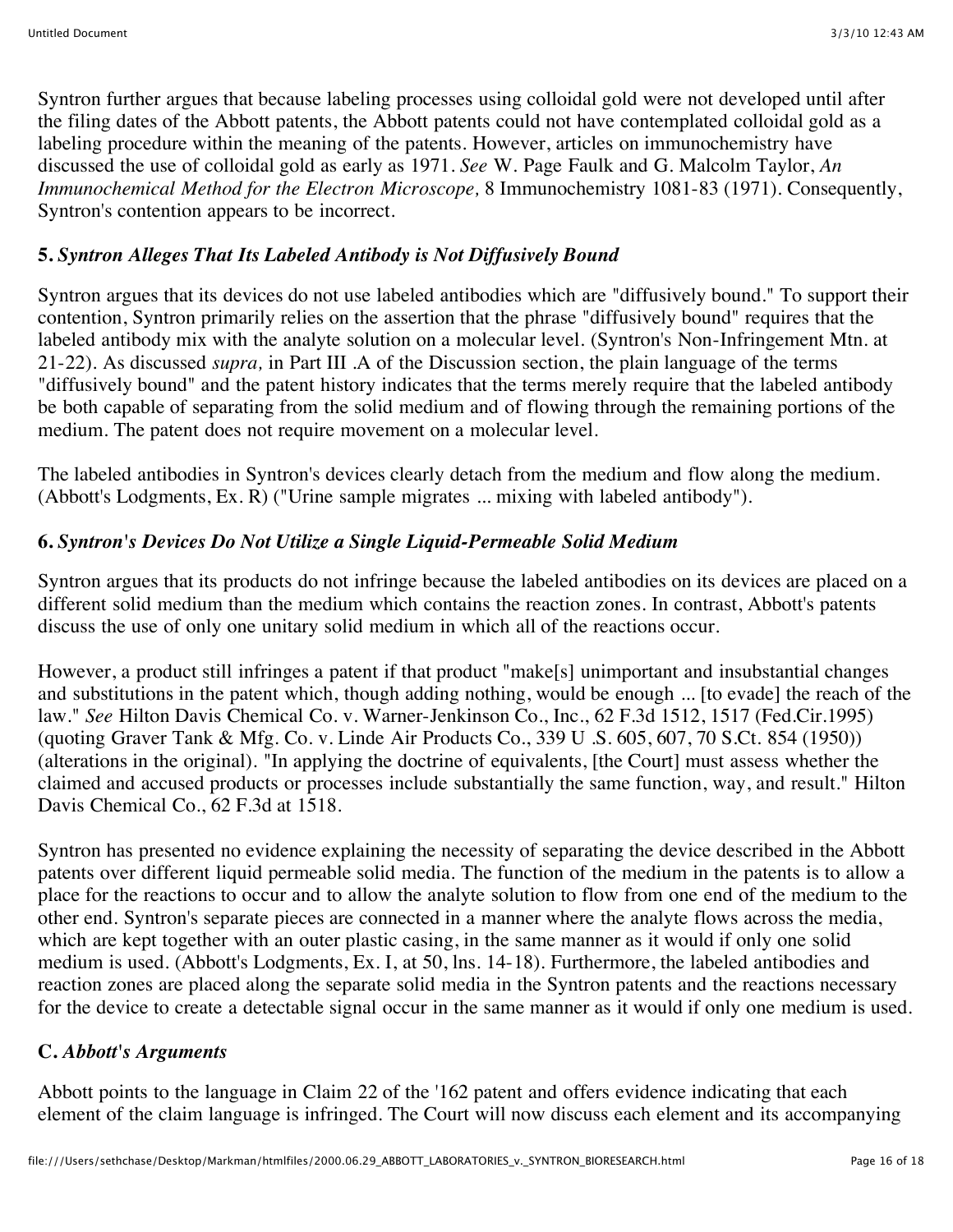Syntron further argues that because labeling processes using colloidal gold were not developed until after the filing dates of the Abbott patents, the Abbott patents could not have contemplated colloidal gold as a labeling procedure within the meaning of the patents. However, articles on immunochemistry have discussed the use of colloidal gold as early as 1971. *See* W. Page Faulk and G. Malcolm Taylor, *An Immunochemical Method for the Electron Microscope,* 8 Immunochemistry 1081-83 (1971). Consequently, Syntron's contention appears to be incorrect.

### 5. *Syntron Alleges That Its Labeled Antibody is Not Diffusively Bound*

Syntron argues that its devices do not use labeled antibodies which are "diffusively bound." To support their contention, Syntron primarily relies on the assertion that the phrase "diffusively bound" requires that the labeled antibody mix with the analyte solution on a molecular level. (Syntron's Non-Infringement Mtn. at 21-22). As discussed *supra,* in Part III .A of the Discussion section, the plain language of the terms "diffusively bound" and the patent history indicates that the terms merely require that the labeled antibody be both capable of separating from the solid medium and of flowing through the remaining portions of the medium. The patent does not require movement on a molecular level.

The labeled antibodies in Syntron's devices clearly detach from the medium and flow along the medium. (Abbott's Lodgments, Ex. R) ("Urine sample migrates ... mixing with labeled antibody").

### 6. *Syntron's Devices Do Not Utilize a Single Liquid-Permeable Solid Medium*

Syntron argues that its products do not infringe because the labeled antibodies on its devices are placed on a different solid medium than the medium which contains the reaction zones. In contrast, Abbott's patents discuss the use of only one unitary solid medium in which all of the reactions occur.

However, a product still infringes a patent if that product "make[s] unimportant and insubstantial changes and substitutions in the patent which, though adding nothing, would be enough ... [to evade] the reach of the law." *See* Hilton Davis Chemical Co. v. Warner-Jenkinson Co., Inc., 62 F.3d 1512, 1517 (Fed.Cir.1995) (quoting Graver Tank & Mfg. Co. v. Linde Air Products Co., 339 U .S. 605, 607, 70 S.Ct. 854 (1950)) (alterations in the original). "In applying the doctrine of equivalents, [the Court] must assess whether the claimed and accused products or processes include substantially the same function, way, and result." Hilton Davis Chemical Co., 62 F.3d at 1518.

Syntron has presented no evidence explaining the necessity of separating the device described in the Abbott patents over different liquid permeable solid media. The function of the medium in the patents is to allow a place for the reactions to occur and to allow the analyte solution to flow from one end of the medium to the other end. Syntron's separate pieces are connected in a manner where the analyte flows across the media, which are kept together with an outer plastic casing, in the same manner as it would if only one solid medium is used. (Abbott's Lodgments, Ex. I, at 50, lns. 14-18). Furthermore, the labeled antibodies and reaction zones are placed along the separate solid media in the Syntron patents and the reactions necessary for the device to create a detectable signal occur in the same manner as it would if only one medium is used.

## C. *Abbott's Arguments*

Abbott points to the language in Claim 22 of the '162 patent and offers evidence indicating that each element of the claim language is infringed. The Court will now discuss each element and its accompanying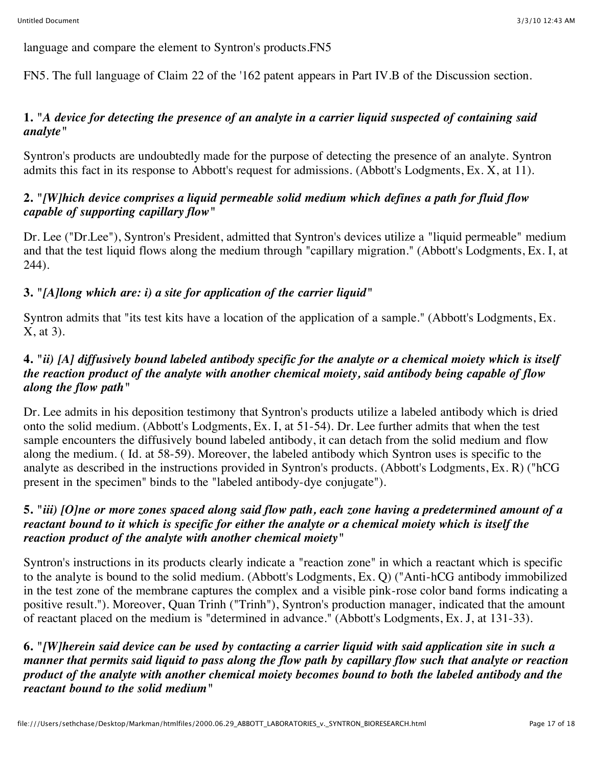language and compare the element to Syntron's products.FN5

FN5. The full language of Claim 22 of the '162 patent appears in Part IV.B of the Discussion section.

**1.** "*A device for detecting the presence of an analyte in a carrier liquid suspected of containing said analyte*"

Syntron's products are undoubtedly made for the purpose of detecting the presence of an analyte. Syntron admits this fact in its response to Abbott's request for admissions. (Abbott's Lodgments, Ex. X, at 11).

**2.** "*[W]hich device comprises a liquid permeable solid medium which defines a path for fluid flow capable of supporting capillary flow*"

Dr. Lee ("Dr.Lee"), Syntron's President, admitted that Syntron's devices utilize a "liquid permeable" medium and that the test liquid flows along the medium through "capillary migration." (Abbott's Lodgments, Ex. I, at 244).

**3.** "*[A]long which are: i) a site for application of the carrier liquid*"

Syntron admits that "its test kits have a location of the application of a sample." (Abbott's Lodgments, Ex. X, at 3).

**4.** "*ii) [A] diffusively bound labeled antibody specific for the analyte or a chemical moiety which is itself the reaction product of the analyte with another chemical moiety, said antibody being capable of flow along the flow path*"

Dr. Lee admits in his deposition testimony that Syntron's products utilize a labeled antibody which is dried onto the solid medium. (Abbott's Lodgments, Ex. I, at 51-54). Dr. Lee further admits that when the test sample encounters the diffusively bound labeled antibody, it can detach from the solid medium and flow along the medium. ( Id. at 58-59). Moreover, the labeled antibody which Syntron uses is specific to the analyte as described in the instructions provided in Syntron's products. (Abbott's Lodgments, Ex. R) ("hCG present in the specimen" binds to the "labeled antibody-dye conjugate").

**5.** "*iii) [O]ne or more zones spaced along said flow path, each zone having a predetermined amount of a reactant bound to it which is specific for either the analyte or a chemical moiety which is itself the reaction product of the analyte with another chemical moiety*"

Syntron's instructions in its products clearly indicate a "reaction zone" in which a reactant which is specific to the analyte is bound to the solid medium. (Abbott's Lodgments, Ex. Q) ("Anti-hCG antibody immobilized in the test zone of the membrane captures the complex and a visible pink-rose color band forms indicating a positive result."). Moreover, Quan Trinh ("Trinh"), Syntron's production manager, indicated that the amount of reactant placed on the medium is "determined in advance." (Abbott's Lodgments, Ex. J, at 131-33).

**6.** "*[W]herein said device can be used by contacting a carrier liquid with said application site in such a manner that permits said liquid to pass along the flow path by capillary flow such that analyte or reaction product of the analyte with another chemical moiety becomes bound to both the labeled antibody and the reactant bound to the solid medium*"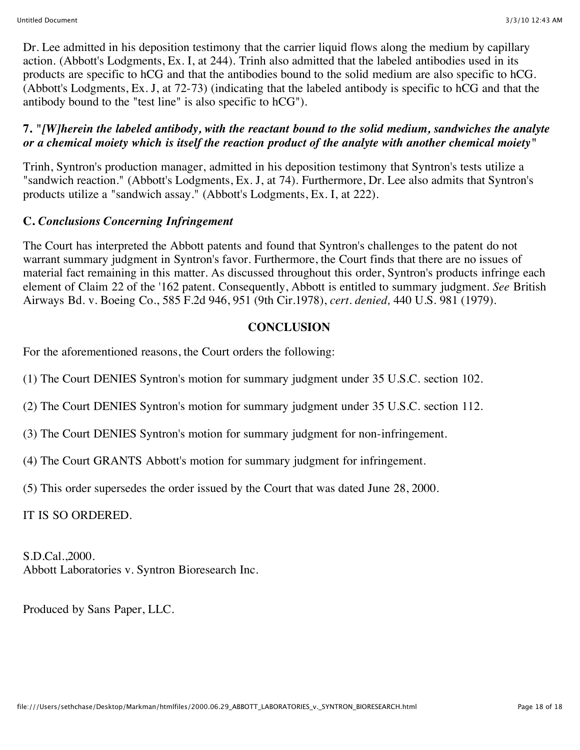Dr. Lee admitted in his deposition testimony that the carrier liquid flows along the medium by capillary action. (Abbott's Lodgments, Ex. I, at 244). Trinh also admitted that the labeled antibodies used in its products are specific to hCG and that the antibodies bound to the solid medium are also specific to hCG. (Abbott's Lodgments, Ex. J, at 72-73) (indicating that the labeled antibody is specific to hCG and that the antibody bound to the "test line" is also specific to hCG").

**7.** **"*[W]herein the labeled antibody, with the reactant bound to the solid medium, sandwiches the analyte or a chemical moiety which is itself the reaction product of the analyte with another chemical moiety*"**

Trinh, Syntron's production manager, admitted in his deposition testimony that Syntron's tests utilize a "sandwich reaction." (Abbott's Lodgments, Ex. J, at 74). Furthermore, Dr. Lee also admits that Syntron's products utilize a "sandwich assay." (Abbott's Lodgments, Ex. I, at 222).

**C.** ***Conclusions Concerning Infringement***

The Court has interpreted the Abbott patents and found that Syntron's challenges to the patent do not warrant summary judgment in Syntron's favor. Furthermore, the Court finds that there are no issues of material fact remaining in this matter. As discussed throughout this order, Syntron's products infringe each element of Claim 22 of the '162 patent. Consequently, Abbott is entitled to summary judgment. *See* British Airways Bd. v. Boeing Co., 585 F.2d 946, 951 (9th Cir.1978), *cert. denied,* 440 U.S. 981 (1979).

**CONCLUSION**

For the aforementioned reasons, the Court orders the following:

(1) The Court DENIES Syntron's motion for summary judgment under 35 U.S.C. section 102.

(2) The Court DENIES Syntron's motion for summary judgment under 35 U.S.C. section 112.

(3) The Court DENIES Syntron's motion for summary judgment for non-infringement.

(4) The Court GRANTS Abbott's motion for summary judgment for infringement.

(5) This order supersedes the order issued by the Court that was dated June 28, 2000.

IT IS SO ORDERED.

S.D.Cal.,2000.
Abbott Laboratories v. Syntron Bioresearch Inc.

Produced by Sans Paper, LLC.